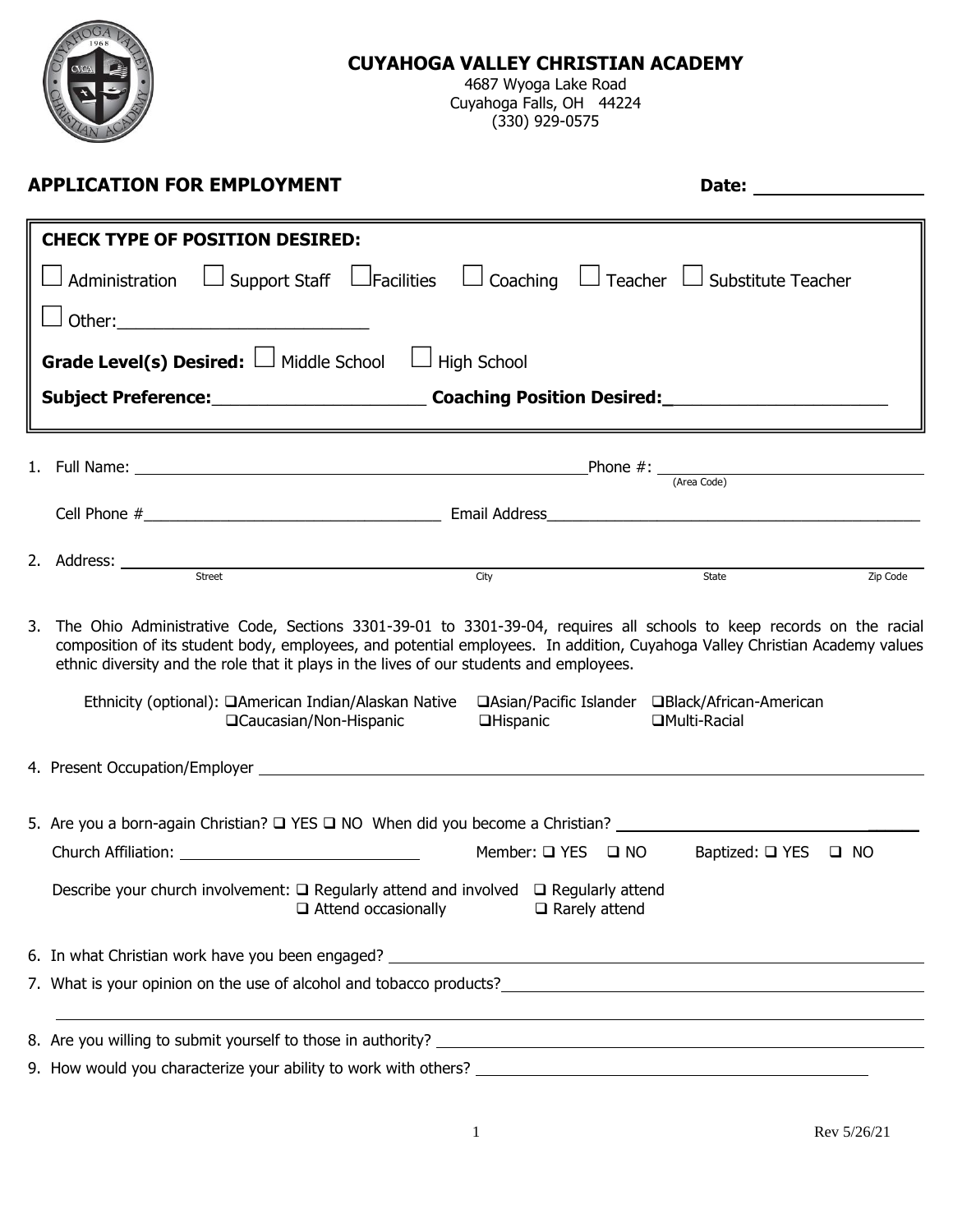# CUYAHOGA VALLEY CHRISTIAN ACADEMY

4687 Wyoga Lake Road
Cuyahoga Falls, OH 44224
(330) 929-0575

## APPLICATION FOR EMPLOYMENT

**Date:** ________________

**CHECK TYPE OF POSITION DESIRED:**

☐ Administration ☐ Support Staff ☐ Facilities ☐ Coaching ☐ Teacher ☐ Substitute Teacher

☐ Other:___________________________

**Grade Level(s) Desired:** ☐ Middle School ☐ High School

**Subject Preference:**_____________________ **Coaching Position Desired:**______________________

1. Full Name: ____________________________________________ Phone #: ______________________ (Area Code)

   Cell Phone #___________________________________ Email Address_____________________________________________

2. Address: ______________________________________________________________________________
   Street City State Zip Code

3. The Ohio Administrative Code, Sections 3301-39-01 to 3301-39-04, requires all schools to keep records on the racial composition of its student body, employees, and potential employees. In addition, Cuyahoga Valley Christian Academy values ethnic diversity and the role that it plays in the lives of our students and employees.

   Ethnicity (optional): ❑American Indian/Alaskan Native ❑Asian/Pacific Islander ❑Black/African-American ❑Caucasian/Non-Hispanic ❑Hispanic ❑Multi-Racial

4. Present Occupation/Employer ______________________________________________________________

5. Are you a born-again Christian? ❑ YES ❑ NO When did you become a Christian? ______________________________

   Church Affiliation: ______________________________ Member: ❑ YES ❑ NO Baptized: ❑ YES ❑ NO

   Describe your church involvement: ❑ Regularly attend and involved ❑ Regularly attend ❑ Attend occasionally ❑ Rarely attend

6. In what Christian work have you been engaged? ______________________________________________________

7. What is your opinion on the use of alcohol and tobacco products?_____________________________________________

   ______________________________________________________________________________________________

8. Are you willing to submit yourself to those in authority? ______________________________________________

9. How would you characterize your ability to work with others? __________________________________________

Rev 5/26/21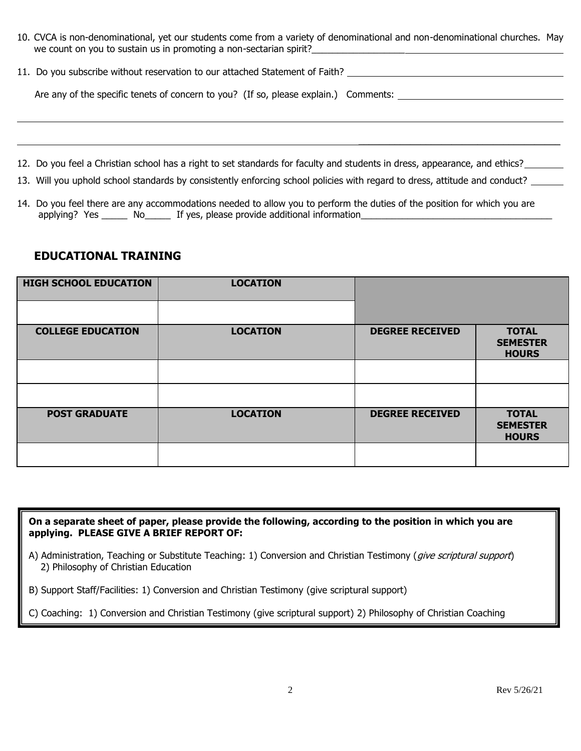10. CVCA is non-denominational, yet our students come from a variety of denominational and non-denominational churches. May we count on you to sustain us in promoting a non-sectarian spirit?\_\_\_\_\_\_\_\_\_\_\_\_\_\_\_\_\_\_\_\_\_\_\_\_\_\_\_\_\_\_\_\_\_\_\_\_\_\_\_\_

11. Do you subscribe without reservation to our attached Statement of Faith? \_\_\_\_\_\_\_\_\_\_\_\_\_\_\_\_\_\_\_\_\_\_\_\_\_\_\_\_\_\_\_\_\_\_\_\_\_\_\_\_

    Are any of the specific tenets of concern to you? (If so, please explain.) Comments: \_\_\_\_\_\_\_\_\_\_\_\_\_\_\_\_\_\_\_\_\_\_\_\_\_\_\_\_\_\_\_\_

\_\_\_\_\_\_\_\_\_\_\_\_\_\_\_\_\_\_\_\_\_\_\_\_\_\_\_\_\_\_\_\_\_\_\_\_\_\_\_\_\_\_\_\_\_\_\_\_\_\_\_\_\_\_\_\_\_\_\_\_\_\_\_\_\_\_\_\_\_\_\_\_\_\_\_\_\_\_\_\_\_\_\_\_\_\_\_\_\_\_\_\_\_\_

\_\_\_\_\_\_\_\_\_\_\_\_\_\_\_\_\_\_\_\_\_\_\_\_\_\_\_\_\_\_\_\_\_\_\_\_\_\_\_\_\_\_\_\_\_\_\_\_\_\_\_\_\_\_\_\_\_\_\_\_\_\_\_\_\_\_\_\_\_\_\_\_\_\_\_\_\_\_\_\_\_\_\_\_\_\_\_\_\_\_\_\_\_\_

12. Do you feel a Christian school has a right to set standards for faculty and students in dress, appearance, and ethics?\_\_\_\_\_\_\_\_

13. Will you uphold school standards by consistently enforcing school policies with regard to dress, attitude and conduct? \_\_\_\_\_\_

14. Do you feel there are any accommodations needed to allow you to perform the duties of the position for which you are applying? Yes \_\_\_\_\_ No\_\_\_\_\_ If yes, please provide additional information\_\_\_\_\_\_\_\_\_\_\_\_\_\_\_\_\_\_\_\_\_\_\_\_\_\_\_\_\_\_\_\_\_\_\_\_\_\_\_\_

## EDUCATIONAL TRAINING

| HIGH SCHOOL EDUCATION | LOCATION | | |
|---|---|---|---|
| | | | |
| **COLLEGE EDUCATION** | **LOCATION** | **DEGREE RECEIVED** | **TOTAL SEMESTER HOURS** |
| | | | |
| | | | |
| **POST GRADUATE** | **LOCATION** | **DEGREE RECEIVED** | **TOTAL SEMESTER HOURS** |
| | | | |

**On a separate sheet of paper, please provide the following, according to the position in which you are applying. PLEASE GIVE A BRIEF REPORT OF:**

A) Administration, Teaching or Substitute Teaching: 1) Conversion and Christian Testimony (*give scriptural support*) 2) Philosophy of Christian Education

B) Support Staff/Facilities: 1) Conversion and Christian Testimony (give scriptural support)

C) Coaching: 1) Conversion and Christian Testimony (give scriptural support) 2) Philosophy of Christian Coaching

Rev 5/26/21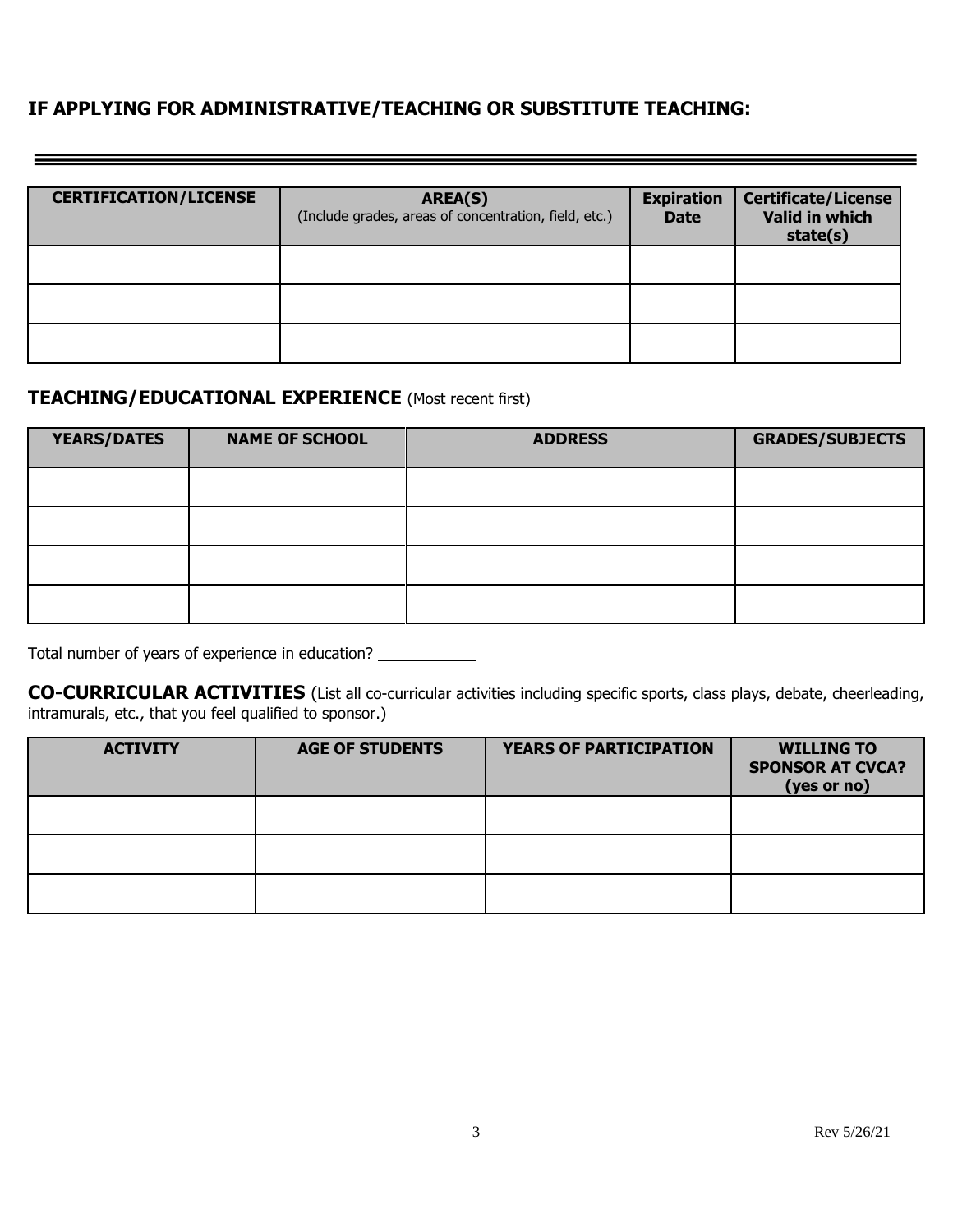## IF APPLYING FOR ADMINISTRATIVE/TEACHING OR SUBSTITUTE TEACHING:

| CERTIFICATION/LICENSE | AREA(S) (Include grades, areas of concentration, field, etc.) | Expiration Date | Certificate/License Valid in which state(s) |
| --- | --- | --- | --- |
| | | | |
| | | | |
| | | | |

## TEACHING/EDUCATIONAL EXPERIENCE (Most recent first)

| YEARS/DATES | NAME OF SCHOOL | ADDRESS | GRADES/SUBJECTS |
| --- | --- | --- | --- |
| | | | |
| | | | |
| | | | |
| | | | |

Total number of years of experience in education? ____________

**CO-CURRICULAR ACTIVITIES** (List all co-curricular activities including specific sports, class plays, debate, cheerleading, intramurals, etc., that you feel qualified to sponsor.)

| ACTIVITY | AGE OF STUDENTS | YEARS OF PARTICIPATION | WILLING TO SPONSOR AT CVCA? (yes or no) |
| --- | --- | --- | --- |
| | | | |
| | | | |
| | | | |

Rev 5/26/21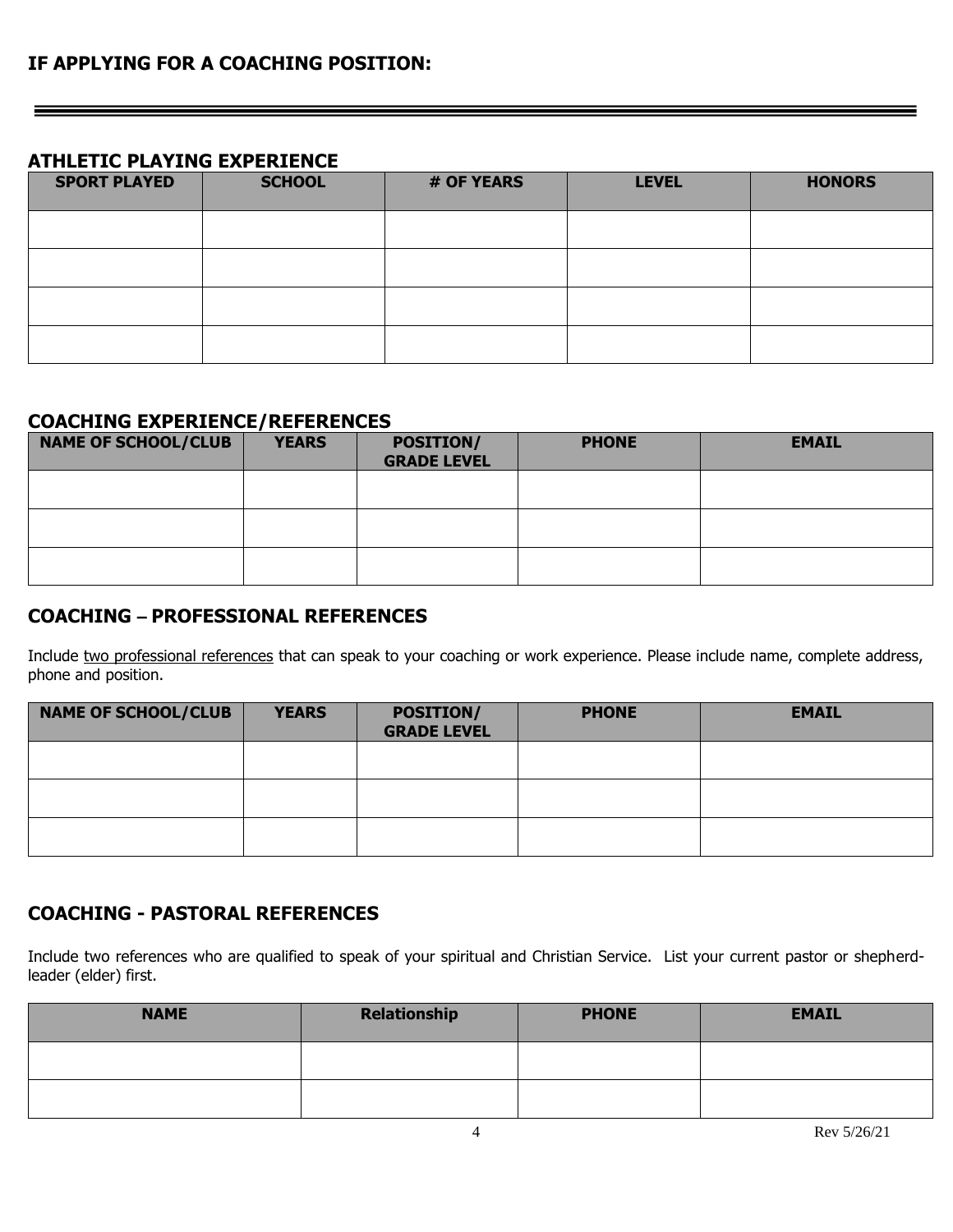## IF APPLYING FOR A COACHING POSITION:

---

### ATHLETIC PLAYING EXPERIENCE

| SPORT PLAYED | SCHOOL | # OF YEARS | LEVEL | HONORS |
|---|---|---|---|---|
| | | | | |
| | | | | |
| | | | | |
| | | | | |

### COACHING EXPERIENCE/REFERENCES

| NAME OF SCHOOL/CLUB | YEARS | POSITION/ GRADE LEVEL | PHONE | EMAIL |
|---|---|---|---|---|
| | | | | |
| | | | | |
| | | | | |

### COACHING – PROFESSIONAL REFERENCES

Include two professional references that can speak to your coaching or work experience. Please include name, complete address, phone and position.

| NAME OF SCHOOL/CLUB | YEARS | POSITION/ GRADE LEVEL | PHONE | EMAIL |
|---|---|---|---|---|
| | | | | |
| | | | | |
| | | | | |

### COACHING - PASTORAL REFERENCES

Include two references who are qualified to speak of your spiritual and Christian Service. List your current pastor or shepherd-leader (elder) first.

| NAME | Relationship | PHONE | EMAIL |
|---|---|---|---|
| | | | |
| | | | |

Rev 5/26/21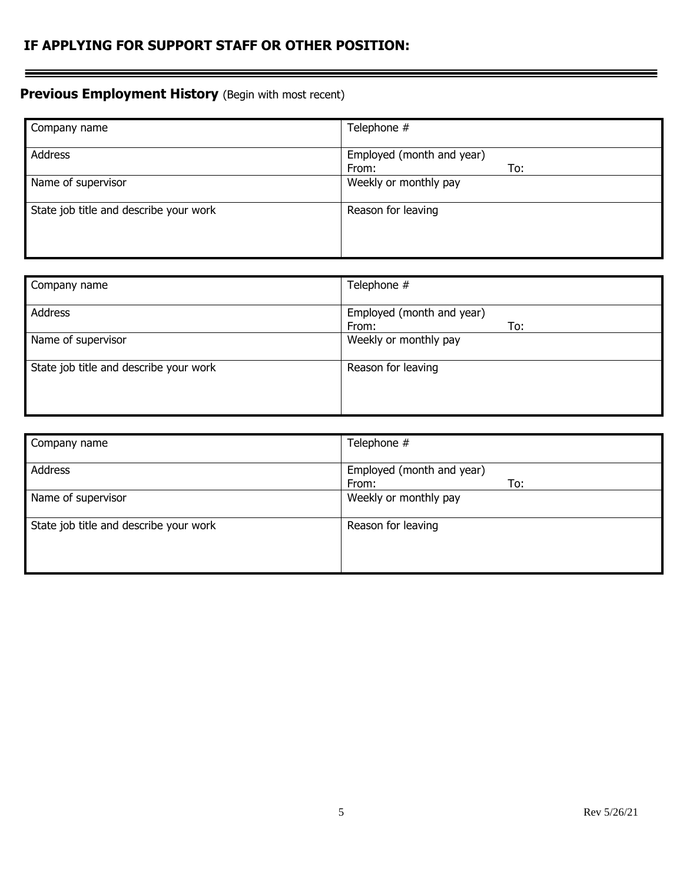## IF APPLYING FOR SUPPORT STAFF OR OTHER POSITION:

---

### **Previous Employment History** (Begin with most recent)

| Company name | Telephone # |
|---|---|
| Address | Employed (month and year)<br>From: To: |
| Name of supervisor | Weekly or monthly pay |
| State job title and describe your work | Reason for leaving |

| Company name | Telephone # |
|---|---|
| Address | Employed (month and year)<br>From: To: |
| Name of supervisor | Weekly or monthly pay |
| State job title and describe your work | Reason for leaving |

| Company name | Telephone # |
|---|---|
| Address | Employed (month and year)<br>From: To: |
| Name of supervisor | Weekly or monthly pay |
| State job title and describe your work | Reason for leaving |

Rev 5/26/21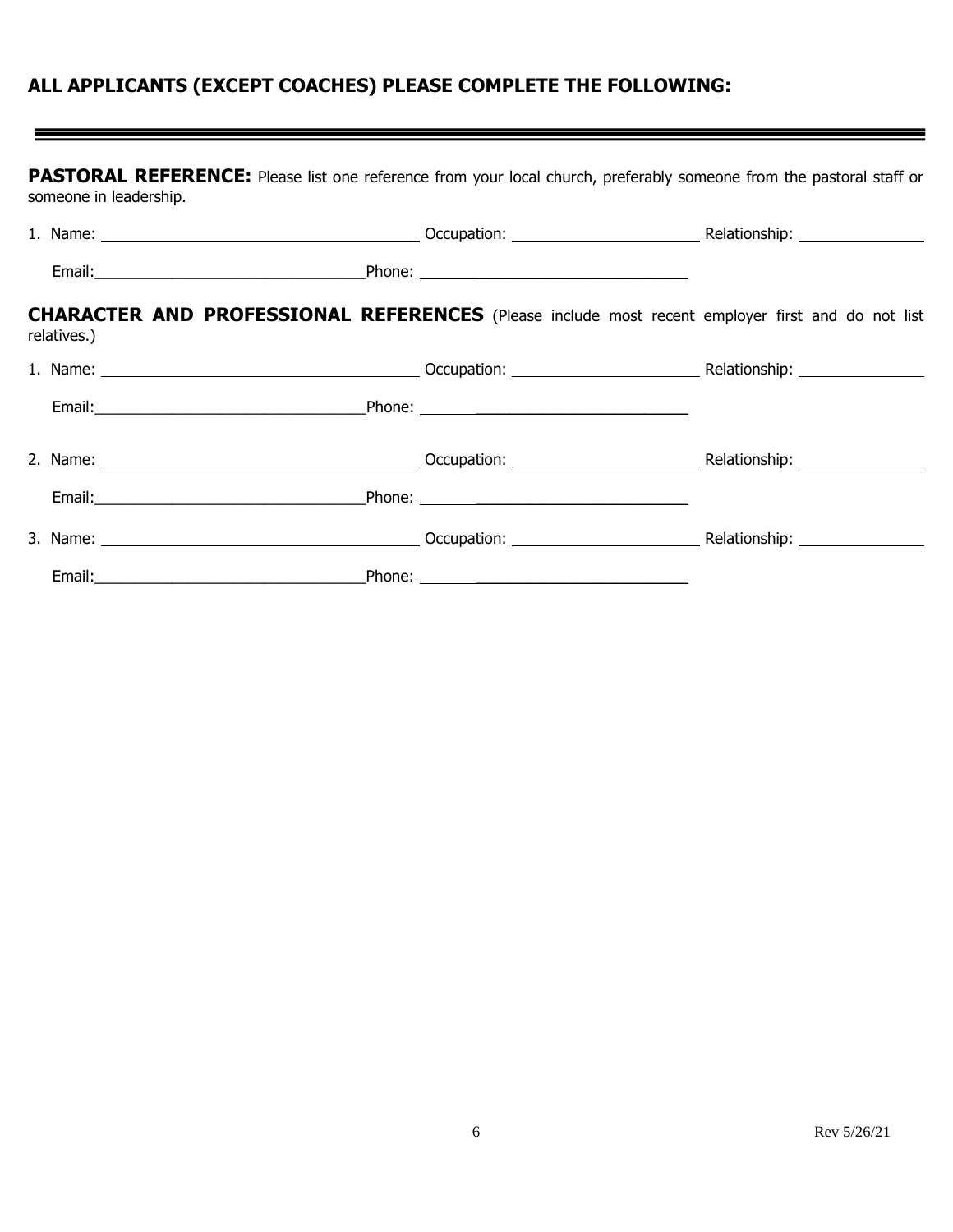## ALL APPLICANTS (EXCEPT COACHES) PLEASE COMPLETE THE FOLLOWING:

---

**PASTORAL REFERENCE:** Please list one reference from your local church, preferably someone from the pastoral staff or someone in leadership.

1. Name: ______________________ Occupation: ______________________ Relationship: ______________

   Email: ______________________ Phone: ______________________

**CHARACTER AND PROFESSIONAL REFERENCES** (Please include most recent employer first and do not list relatives.)

1. Name: ______________________ Occupation: ______________________ Relationship: ______________

   Email: ______________________ Phone: ______________________

2. Name: ______________________ Occupation: ______________________ Relationship: ______________

   Email: ______________________ Phone: ______________________

3. Name: ______________________ Occupation: ______________________ Relationship: ______________

   Email: ______________________ Phone: ______________________

Rev 5/26/21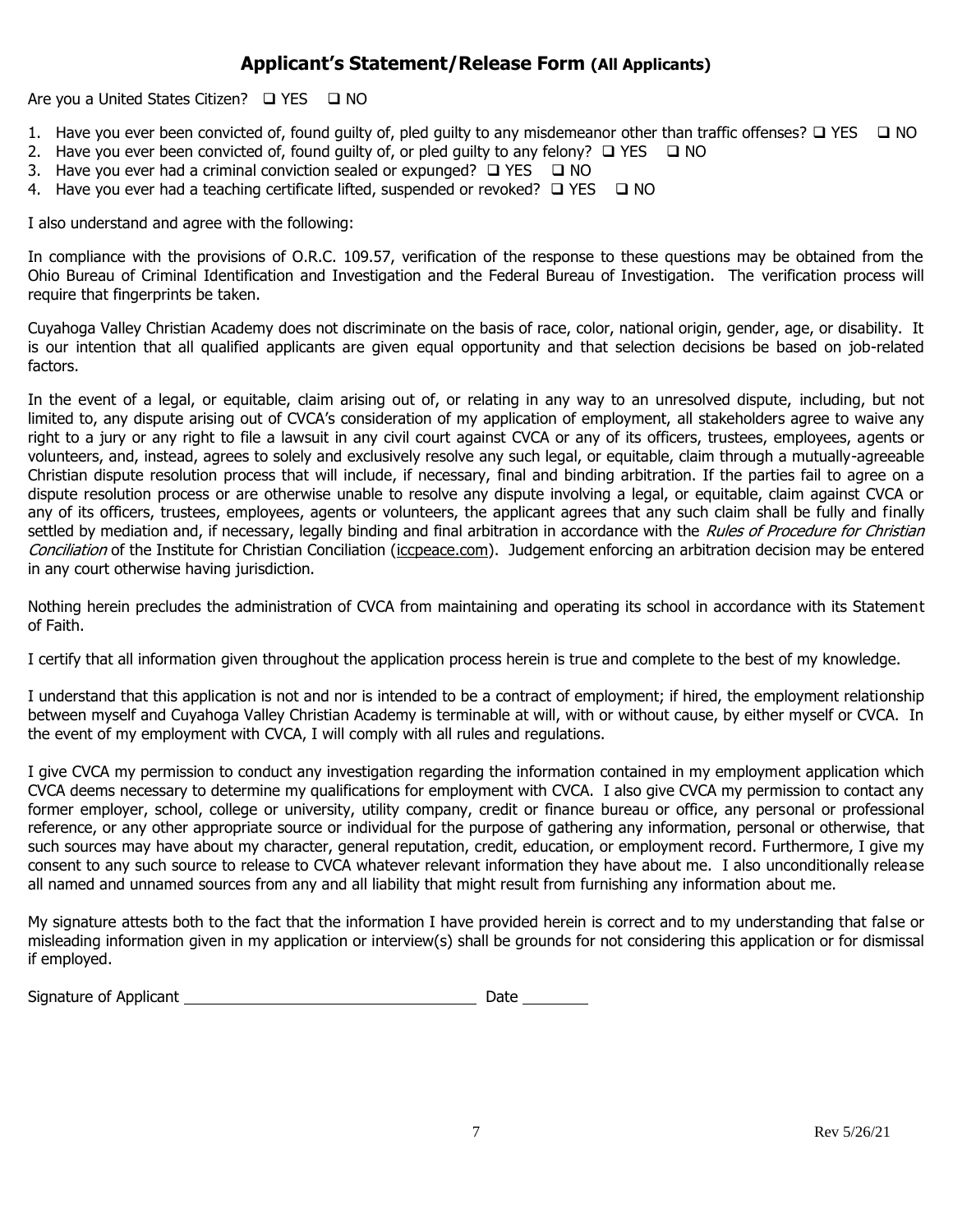## Applicant's Statement/Release Form (All Applicants)

Are you a United States Citizen? ❑ YES ❑ NO

1. Have you ever been convicted of, found guilty of, pled guilty to any misdemeanor other than traffic offenses? ❑ YES ❑ NO
2. Have you ever been convicted of, found guilty of, or pled guilty to any felony? ❑ YES ❑ NO
3. Have you ever had a criminal conviction sealed or expunged? ❑ YES ❑ NO
4. Have you ever had a teaching certificate lifted, suspended or revoked? ❑ YES ❑ NO

I also understand and agree with the following:

In compliance with the provisions of O.R.C. 109.57, verification of the response to these questions may be obtained from the Ohio Bureau of Criminal Identification and Investigation and the Federal Bureau of Investigation. The verification process will require that fingerprints be taken.

Cuyahoga Valley Christian Academy does not discriminate on the basis of race, color, national origin, gender, age, or disability. It is our intention that all qualified applicants are given equal opportunity and that selection decisions be based on job-related factors.

In the event of a legal, or equitable, claim arising out of, or relating in any way to an unresolved dispute, including, but not limited to, any dispute arising out of CVCA's consideration of my application of employment, all stakeholders agree to waive any right to a jury or any right to file a lawsuit in any civil court against CVCA or any of its officers, trustees, employees, agents or volunteers, and, instead, agrees to solely and exclusively resolve any such legal, or equitable, claim through a mutually-agreeable Christian dispute resolution process that will include, if necessary, final and binding arbitration. If the parties fail to agree on a dispute resolution process or are otherwise unable to resolve any dispute involving a legal, or equitable, claim against CVCA or any of its officers, trustees, employees, agents or volunteers, the applicant agrees that any such claim shall be fully and finally settled by mediation and, if necessary, legally binding and final arbitration in accordance with the *Rules of Procedure for Christian Conciliation* of the Institute for Christian Conciliation (iccpeace.com). Judgement enforcing an arbitration decision may be entered in any court otherwise having jurisdiction.

Nothing herein precludes the administration of CVCA from maintaining and operating its school in accordance with its Statement of Faith.

I certify that all information given throughout the application process herein is true and complete to the best of my knowledge.

I understand that this application is not and nor is intended to be a contract of employment; if hired, the employment relationship between myself and Cuyahoga Valley Christian Academy is terminable at will, with or without cause, by either myself or CVCA. In the event of my employment with CVCA, I will comply with all rules and regulations.

I give CVCA my permission to conduct any investigation regarding the information contained in my employment application which CVCA deems necessary to determine my qualifications for employment with CVCA. I also give CVCA my permission to contact any former employer, school, college or university, utility company, credit or finance bureau or office, any personal or professional reference, or any other appropriate source or individual for the purpose of gathering any information, personal or otherwise, that such sources may have about my character, general reputation, credit, education, or employment record. Furthermore, I give my consent to any such source to release to CVCA whatever relevant information they have about me. I also unconditionally release all named and unnamed sources from any and all liability that might result from furnishing any information about me.

My signature attests both to the fact that the information I have provided herein is correct and to my understanding that false or misleading information given in my application or interview(s) shall be grounds for not considering this application or for dismissal if employed.

Signature of Applicant ______________________________ Date ________

Rev 5/26/21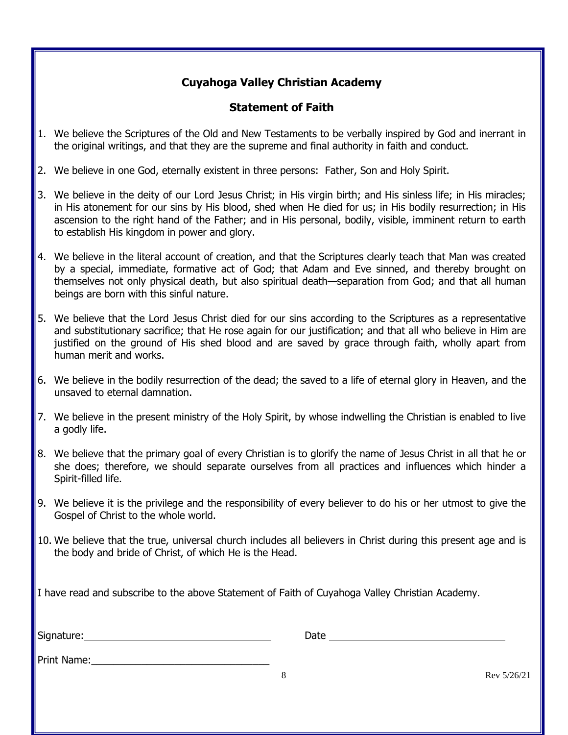## Cuyahoga Valley Christian Academy

## Statement of Faith

1. We believe the Scriptures of the Old and New Testaments to be verbally inspired by God and inerrant in the original writings, and that they are the supreme and final authority in faith and conduct.
2. We believe in one God, eternally existent in three persons: Father, Son and Holy Spirit.
3. We believe in the deity of our Lord Jesus Christ; in His virgin birth; and His sinless life; in His miracles; in His atonement for our sins by His blood, shed when He died for us; in His bodily resurrection; in His ascension to the right hand of the Father; and in His personal, bodily, visible, imminent return to earth to establish His kingdom in power and glory.
4. We believe in the literal account of creation, and that the Scriptures clearly teach that Man was created by a special, immediate, formative act of God; that Adam and Eve sinned, and thereby brought on themselves not only physical death, but also spiritual death—separation from God; and that all human beings are born with this sinful nature.
5. We believe that the Lord Jesus Christ died for our sins according to the Scriptures as a representative and substitutionary sacrifice; that He rose again for our justification; and that all who believe in Him are justified on the ground of His shed blood and are saved by grace through faith, wholly apart from human merit and works.
6. We believe in the bodily resurrection of the dead; the saved to a life of eternal glory in Heaven, and the unsaved to eternal damnation.
7. We believe in the present ministry of the Holy Spirit, by whose indwelling the Christian is enabled to live a godly life.
8. We believe that the primary goal of every Christian is to glorify the name of Jesus Christ in all that he or she does; therefore, we should separate ourselves from all practices and influences which hinder a Spirit-filled life.
9. We believe it is the privilege and the responsibility of every believer to do his or her utmost to give the Gospel of Christ to the whole world.
10. We believe that the true, universal church includes all believers in Christ during this present age and is the body and bride of Christ, of which He is the Head.

I have read and subscribe to the above Statement of Faith of Cuyahoga Valley Christian Academy.

Signature:\_\_\_\_\_\_\_\_\_\_\_\_\_\_\_\_\_\_\_\_\_\_\_\_\_\_\_\_\_\_\_\_ Date \_\_\_\_\_\_\_\_\_\_\_\_\_\_\_\_\_\_\_\_\_\_\_\_\_\_\_\_\_\_\_\_

Print Name:\_\_\_\_\_\_\_\_\_\_\_\_\_\_\_\_\_\_\_\_\_\_\_\_\_\_\_\_\_\_\_\_

Rev 5/26/21